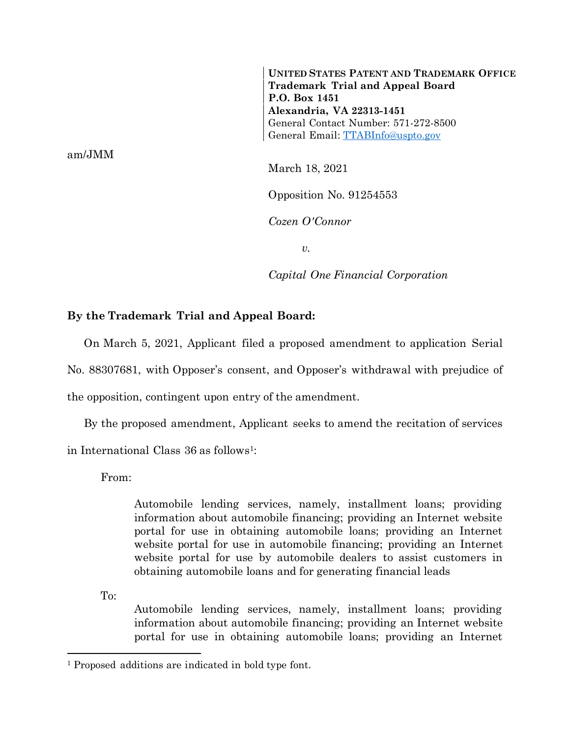**UNITED STATES PATENT AND TRADEMARK OFFICE**
**Trademark Trial and Appeal Board**
**P.O. Box 1451**
**Alexandria, VA 22313-1451**
General Contact Number: 571-272-8500
General Email: TTABInfo@uspto.gov

am/JMM

March 18, 2021

Opposition No. 91254553

*Cozen O'Connor*

*v.*

*Capital One Financial Corporation*

**By the Trademark Trial and Appeal Board:**

On March 5, 2021, Applicant filed a proposed amendment to application Serial No. 88307681, with Opposer's consent, and Opposer's withdrawal with prejudice of the opposition, contingent upon entry of the amendment.

By the proposed amendment, Applicant seeks to amend the recitation of services in International Class 36 as follows[1]:

From:

> Automobile lending services, namely, installment loans; providing information about automobile financing; providing an Internet website portal for use in obtaining automobile loans; providing an Internet website portal for use in automobile financing; providing an Internet website portal for use by automobile dealers to assist customers in obtaining automobile loans and for generating financial leads

To:

> Automobile lending services, namely, installment loans; providing information about automobile financing; providing an Internet website portal for use in obtaining automobile loans; providing an Internet

[1] Proposed additions are indicated in bold type font.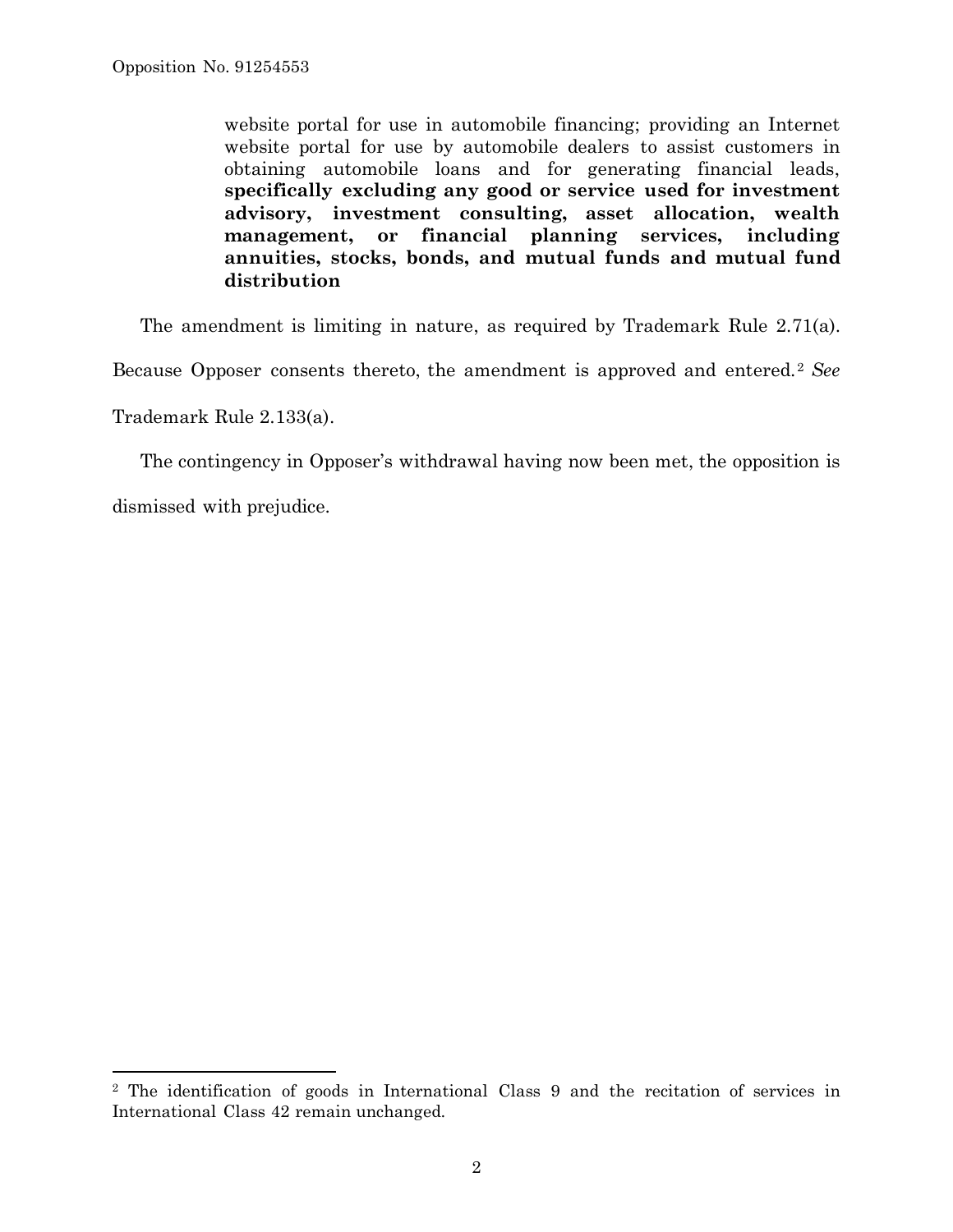> website portal for use in automobile financing; providing an Internet website portal for use by automobile dealers to assist customers in obtaining automobile loans and for generating financial leads, **specifically excluding any good or service used for investment advisory, investment consulting, asset allocation, wealth management, or financial planning services, including annuities, stocks, bonds, and mutual funds and mutual fund distribution**

The amendment is limiting in nature, as required by Trademark Rule 2.71(a). Because Opposer consents thereto, the amendment is approved and entered.[2] *See* Trademark Rule 2.133(a).

The contingency in Opposer's withdrawal having now been met, the opposition is dismissed with prejudice.

---

[2] The identification of goods in International Class 9 and the recitation of services in International Class 42 remain unchanged.